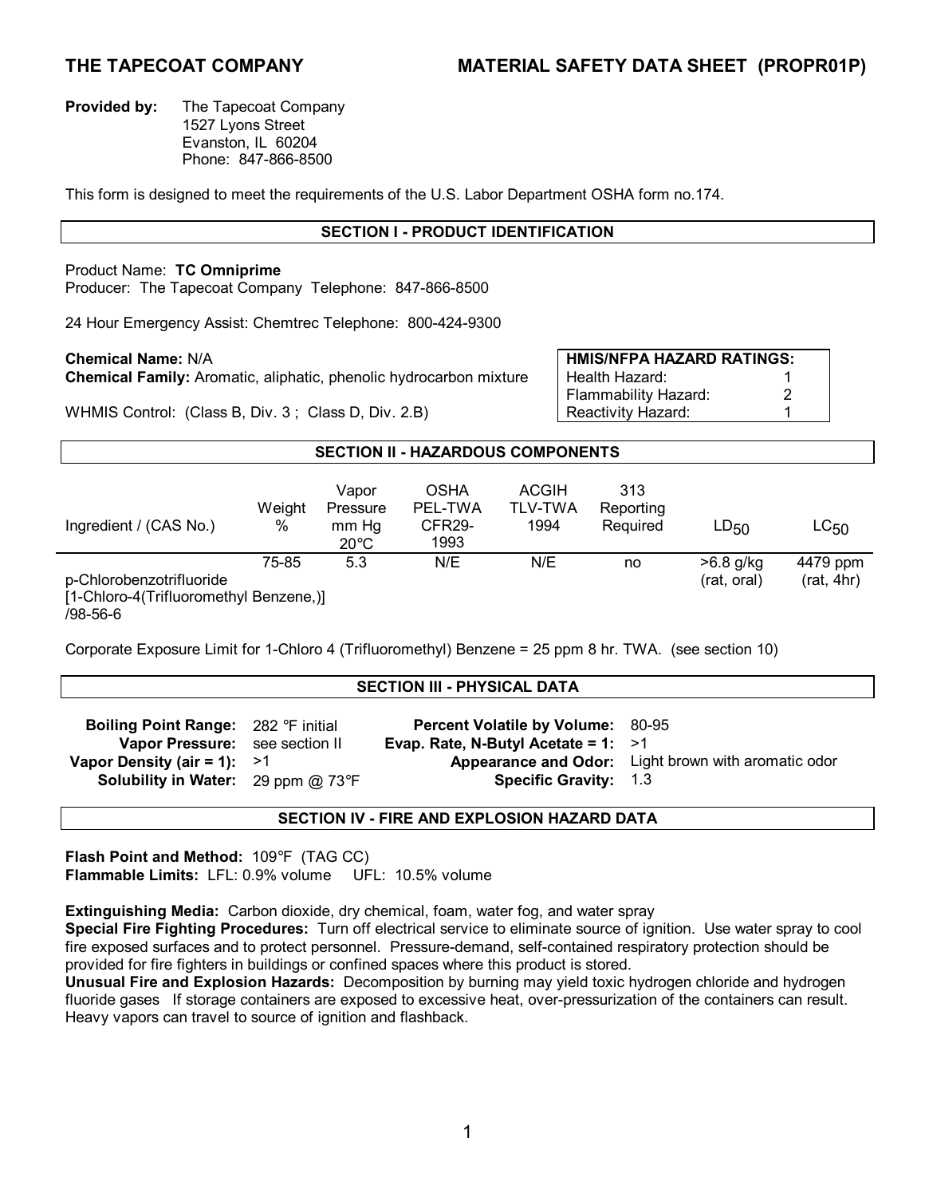**THE TAPECOAT COMPANY** **MATERIAL SAFETY DATA SHEET (PROPR01P)**

**Provided by:** The Tapecoat Company
1527 Lyons Street
Evanston, IL 60204
Phone: 847-866-8500

This form is designed to meet the requirements of the U.S. Labor Department OSHA form no.174.

## SECTION I - PRODUCT IDENTIFICATION

Product Name: **TC Omniprime**
Producer: The Tapecoat Company Telephone: 847-866-8500

24 Hour Emergency Assist: Chemtrec Telephone: 800-424-9300

**Chemical Name:** N/A
**Chemical Family:** Aromatic, aliphatic, phenolic hydrocarbon mixture

WHMIS Control: (Class B, Div. 3 ; Class D, Div. 2.B)

| **HMIS/NFPA HAZARD RATINGS:** | |
|---|---|
| Health Hazard: | 1 |
| Flammability Hazard: | 2 |
| Reactivity Hazard: | 1 |

## SECTION II - HAZARDOUS COMPONENTS

| Ingredient / (CAS No.) | Weight % | Vapor Pressure mm Hg 20°C | OSHA PEL-TWA CFR29-1993 | ACGIH TLV-TWA 1994 | 313 Reporting Required | $LD_{50}$ | $LC_{50}$ |
|---|---|---|---|---|---|---|---|
| p-Chlorobenzotrifluoride [1-Chloro-4(Trifluoromethyl Benzene,)] /98-56-6 | 75-85 | 5.3 | N/E | N/E | no | >6.8 g/kg (rat, oral) | 4479 ppm (rat, 4hr) |

Corporate Exposure Limit for 1-Chloro 4 (Trifluoromethyl) Benzene = 25 ppm 8 hr. TWA. (see section 10)

## SECTION III - PHYSICAL DATA

**Boiling Point Range:** 282 °F initial
**Vapor Pressure:** see section II
**Vapor Density (air = 1):** >1
**Solubility in Water:** 29 ppm @ 73°F
**Percent Volatile by Volume:** 80-95
**Evap. Rate, N-Butyl Acetate = 1:** >1
**Appearance and Odor:** Light brown with aromatic odor
**Specific Gravity:** 1.3

## SECTION IV - FIRE AND EXPLOSION HAZARD DATA

**Flash Point and Method:** 109°F (TAG CC)
**Flammable Limits:** LFL: 0.9% volume UFL: 10.5% volume

**Extinguishing Media:** Carbon dioxide, dry chemical, foam, water fog, and water spray
**Special Fire Fighting Procedures:** Turn off electrical service to eliminate source of ignition. Use water spray to cool fire exposed surfaces and to protect personnel. Pressure-demand, self-contained respiratory protection should be provided for fire fighters in buildings or confined spaces where this product is stored.
**Unusual Fire and Explosion Hazards:** Decomposition by burning may yield toxic hydrogen chloride and hydrogen fluoride gases If storage containers are exposed to excessive heat, over-pressurization of the containers can result. Heavy vapors can travel to source of ignition and flashback.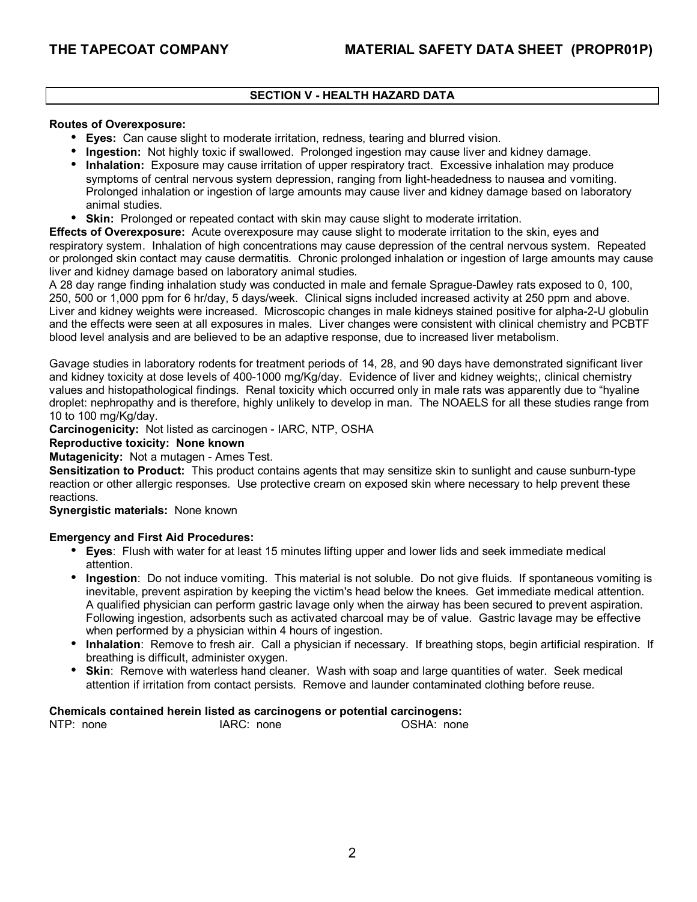## SECTION V - HEALTH HAZARD DATA

**Routes of Overexposure:**

- **Eyes:** Can cause slight to moderate irritation, redness, tearing and blurred vision.
- **Ingestion:** Not highly toxic if swallowed. Prolonged ingestion may cause liver and kidney damage.
- **Inhalation:** Exposure may cause irritation of upper respiratory tract. Excessive inhalation may produce symptoms of central nervous system depression, ranging from light-headedness to nausea and vomiting. Prolonged inhalation or ingestion of large amounts may cause liver and kidney damage based on laboratory animal studies.
- **Skin:** Prolonged or repeated contact with skin may cause slight to moderate irritation.

**Effects of Overexposure:** Acute overexposure may cause slight to moderate irritation to the skin, eyes and respiratory system. Inhalation of high concentrations may cause depression of the central nervous system. Repeated or prolonged skin contact may cause dermatitis. Chronic prolonged inhalation or ingestion of large amounts may cause liver and kidney damage based on laboratory animal studies.

A 28 day range finding inhalation study was conducted in male and female Sprague-Dawley rats exposed to 0, 100, 250, 500 or 1,000 ppm for 6 hr/day, 5 days/week. Clinical signs included increased activity at 250 ppm and above. Liver and kidney weights were increased. Microscopic changes in male kidneys stained positive for alpha-2-U globulin and the effects were seen at all exposures in males. Liver changes were consistent with clinical chemistry and PCBTF blood level analysis and are believed to be an adaptive response, due to increased liver metabolism.

Gavage studies in laboratory rodents for treatment periods of 14, 28, and 90 days have demonstrated significant liver and kidney toxicity at dose levels of 400-1000 mg/Kg/day. Evidence of liver and kidney weights;, clinical chemistry values and histopathological findings. Renal toxicity which occurred only in male rats was apparently due to "hyaline droplet: nephropathy and is therefore, highly unlikely to develop in man. The NOAELS for all these studies range from 10 to 100 mg/Kg/day.

**Carcinogenicity:** Not listed as carcinogen - IARC, NTP, OSHA

**Reproductive toxicity: None known**

**Mutagenicity:** Not a mutagen - Ames Test.

**Sensitization to Product:** This product contains agents that may sensitize skin to sunlight and cause sunburn-type reaction or other allergic responses. Use protective cream on exposed skin where necessary to help prevent these reactions.

**Synergistic materials:** None known

**Emergency and First Aid Procedures:**

- **Eyes**: Flush with water for at least 15 minutes lifting upper and lower lids and seek immediate medical attention.
- **Ingestion**: Do not induce vomiting. This material is not soluble. Do not give fluids. If spontaneous vomiting is inevitable, prevent aspiration by keeping the victim's head below the knees. Get immediate medical attention. A qualified physician can perform gastric lavage only when the airway has been secured to prevent aspiration. Following ingestion, adsorbents such as activated charcoal may be of value. Gastric lavage may be effective when performed by a physician within 4 hours of ingestion.
- **Inhalation**: Remove to fresh air. Call a physician if necessary. If breathing stops, begin artificial respiration. If breathing is difficult, administer oxygen.
- **Skin**: Remove with waterless hand cleaner. Wash with soap and large quantities of water. Seek medical attention if irritation from contact persists. Remove and launder contaminated clothing before reuse.

**Chemicals contained herein listed as carcinogens or potential carcinogens:**

NTP: none IARC: none OSHA: none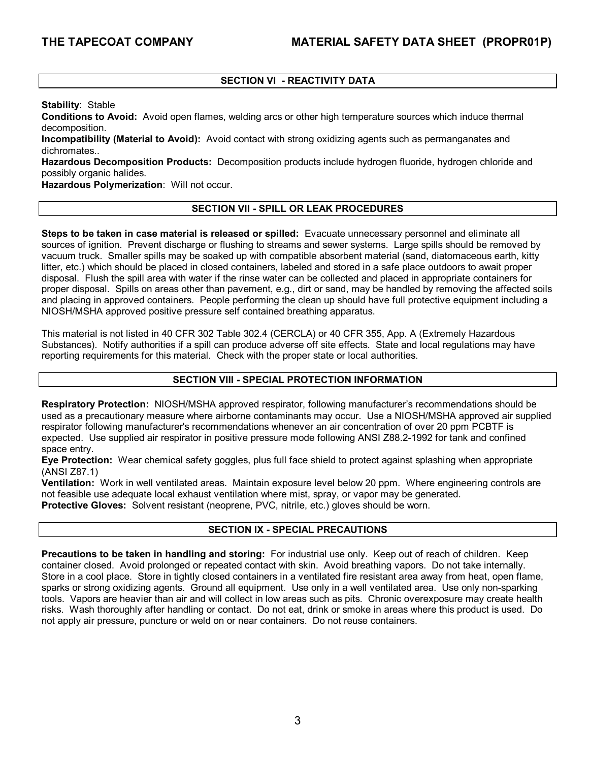## SECTION VI - REACTIVITY DATA

**Stability**: Stable

**Conditions to Avoid:** Avoid open flames, welding arcs or other high temperature sources which induce thermal decomposition.

**Incompatibility (Material to Avoid):** Avoid contact with strong oxidizing agents such as permanganates and dichromates..

**Hazardous Decomposition Products:** Decomposition products include hydrogen fluoride, hydrogen chloride and possibly organic halides.

**Hazardous Polymerization**: Will not occur.

## SECTION VII - SPILL OR LEAK PROCEDURES

**Steps to be taken in case material is released or spilled:** Evacuate unnecessary personnel and eliminate all sources of ignition. Prevent discharge or flushing to streams and sewer systems. Large spills should be removed by vacuum truck. Smaller spills may be soaked up with compatible absorbent material (sand, diatomaceous earth, kitty litter, etc.) which should be placed in closed containers, labeled and stored in a safe place outdoors to await proper disposal. Flush the spill area with water if the rinse water can be collected and placed in appropriate containers for proper disposal. Spills on areas other than pavement, e.g., dirt or sand, may be handled by removing the affected soils and placing in approved containers. People performing the clean up should have full protective equipment including a NIOSH/MSHA approved positive pressure self contained breathing apparatus.

This material is not listed in 40 CFR 302 Table 302.4 (CERCLA) or 40 CFR 355, App. A (Extremely Hazardous Substances). Notify authorities if a spill can produce adverse off site effects. State and local regulations may have reporting requirements for this material. Check with the proper state or local authorities.

## SECTION VIII - SPECIAL PROTECTION INFORMATION

**Respiratory Protection:** NIOSH/MSHA approved respirator, following manufacturer's recommendations should be used as a precautionary measure where airborne contaminants may occur. Use a NIOSH/MSHA approved air supplied respirator following manufacturer's recommendations whenever an air concentration of over 20 ppm PCBTF is expected. Use supplied air respirator in positive pressure mode following ANSI Z88.2-1992 for tank and confined space entry.

**Eye Protection:** Wear chemical safety goggles, plus full face shield to protect against splashing when appropriate (ANSI Z87.1)

**Ventilation:** Work in well ventilated areas. Maintain exposure level below 20 ppm. Where engineering controls are not feasible use adequate local exhaust ventilation where mist, spray, or vapor may be generated.

**Protective Gloves:** Solvent resistant (neoprene, PVC, nitrile, etc.) gloves should be worn.

## SECTION IX - SPECIAL PRECAUTIONS

**Precautions to be taken in handling and storing:** For industrial use only. Keep out of reach of children. Keep container closed. Avoid prolonged or repeated contact with skin. Avoid breathing vapors. Do not take internally. Store in a cool place. Store in tightly closed containers in a ventilated fire resistant area away from heat, open flame, sparks or strong oxidizing agents. Ground all equipment. Use only in a well ventilated area. Use only non-sparking tools. Vapors are heavier than air and will collect in low areas such as pits. Chronic overexposure may create health risks. Wash thoroughly after handling or contact. Do not eat, drink or smoke in areas where this product is used. Do not apply air pressure, puncture or weld on or near containers. Do not reuse containers.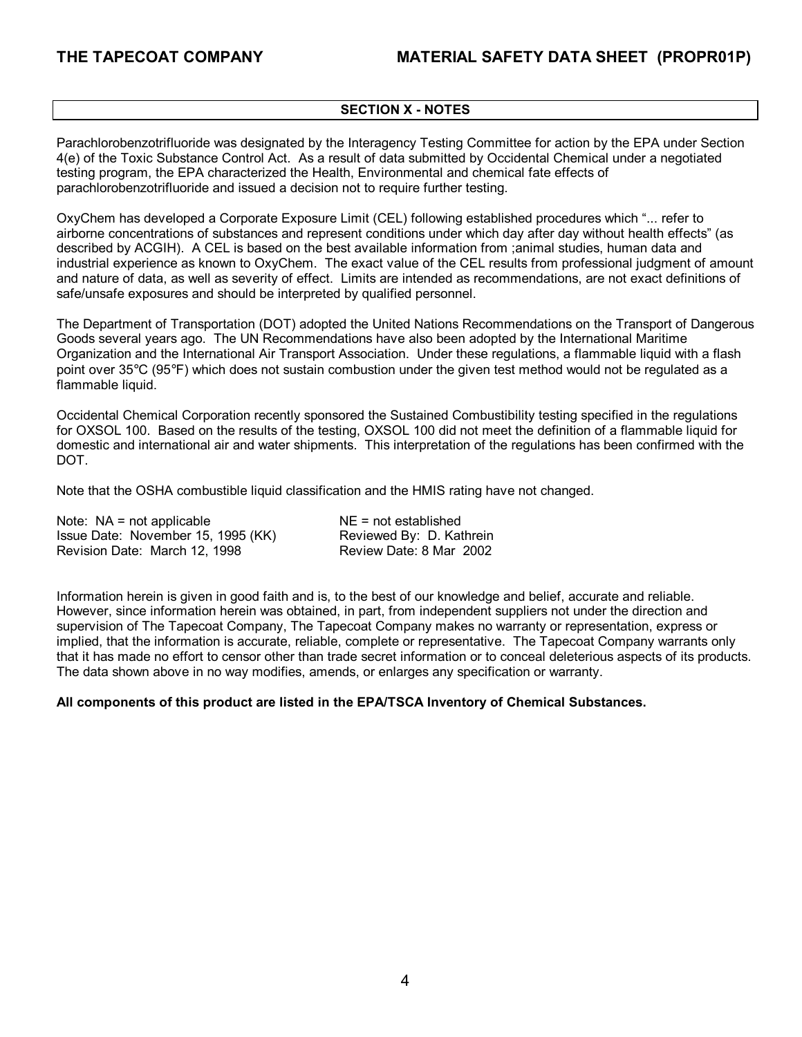## SECTION X - NOTES

Parachlorobenzotrifluoride was designated by the Interagency Testing Committee for action by the EPA under Section 4(e) of the Toxic Substance Control Act. As a result of data submitted by Occidental Chemical under a negotiated testing program, the EPA characterized the Health, Environmental and chemical fate effects of parachlorobenzotrifluoride and issued a decision not to require further testing.

OxyChem has developed a Corporate Exposure Limit (CEL) following established procedures which "... refer to airborne concentrations of substances and represent conditions under which day after day without health effects" (as described by ACGIH). A CEL is based on the best available information from ;animal studies, human data and industrial experience as known to OxyChem. The exact value of the CEL results from professional judgment of amount and nature of data, as well as severity of effect. Limits are intended as recommendations, are not exact definitions of safe/unsafe exposures and should be interpreted by qualified personnel.

The Department of Transportation (DOT) adopted the United Nations Recommendations on the Transport of Dangerous Goods several years ago. The UN Recommendations have also been adopted by the International Maritime Organization and the International Air Transport Association. Under these regulations, a flammable liquid with a flash point over 35°C (95°F) which does not sustain combustion under the given test method would not be regulated as a flammable liquid.

Occidental Chemical Corporation recently sponsored the Sustained Combustibility testing specified in the regulations for OXSOL 100. Based on the results of the testing, OXSOL 100 did not meet the definition of a flammable liquid for domestic and international air and water shipments. This interpretation of the regulations has been confirmed with the DOT.

Note that the OSHA combustible liquid classification and the HMIS rating have not changed.

| | |
|---|---|
| Note: NA = not applicable | NE = not established |
| Issue Date: November 15, 1995 (KK) | Reviewed By: D. Kathrein |
| Revision Date: March 12, 1998 | Review Date: 8 Mar 2002 |

Information herein is given in good faith and is, to the best of our knowledge and belief, accurate and reliable. However, since information herein was obtained, in part, from independent suppliers not under the direction and supervision of The Tapecoat Company, The Tapecoat Company makes no warranty or representation, express or implied, that the information is accurate, reliable, complete or representative. The Tapecoat Company warrants only that it has made no effort to censor other than trade secret information or to conceal deleterious aspects of its products. The data shown above in no way modifies, amends, or enlarges any specification or warranty.

**All components of this product are listed in the EPA/TSCA Inventory of Chemical Substances.**